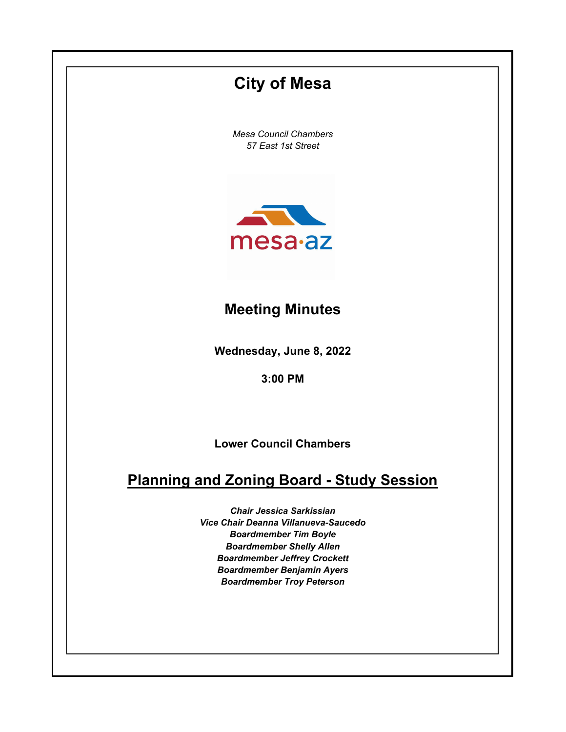# City of Mesa

*Mesa Council Chambers*
*57 East 1st Street*

mesa·az

## Meeting Minutes

**Wednesday, June 8, 2022**

**3:00 PM**

**Lower Council Chambers**

## Planning and Zoning Board - Study Session

***Chair Jessica Sarkissian***
***Vice Chair Deanna Villanueva-Saucedo***
***Boardmember Tim Boyle***
***Boardmember Shelly Allen***
***Boardmember Jeffrey Crockett***
***Boardmember Benjamin Ayers***
***Boardmember Troy Peterson***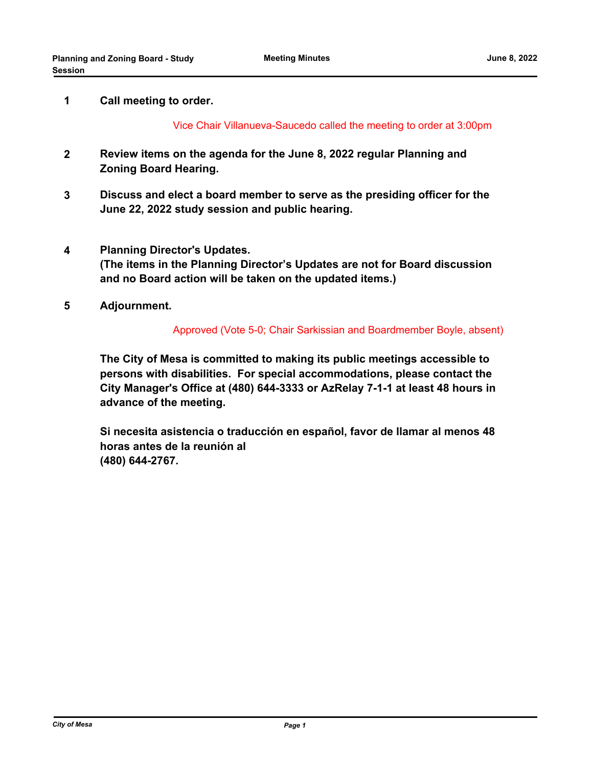**1 Call meeting to order.**

Vice Chair Villanueva-Saucedo called the meeting to order at 3:00pm

**2 Review items on the agenda for the June 8, 2022 regular Planning and Zoning Board Hearing.**

**3 Discuss and elect a board member to serve as the presiding officer for the June 22, 2022 study session and public hearing.**

**4 Planning Director's Updates.**
**(The items in the Planning Director's Updates are not for Board discussion and no Board action will be taken on the updated items.)**

**5 Adjournment.**

Approved (Vote 5-0; Chair Sarkissian and Boardmember Boyle, absent)

**The City of Mesa is committed to making its public meetings accessible to persons with disabilities. For special accommodations, please contact the City Manager's Office at (480) 644-3333 or AzRelay 7-1-1 at least 48 hours in advance of the meeting.**

**Si necesita asistencia o traducción en español, favor de llamar al menos 48 horas antes de la reunión al (480) 644-2767.**